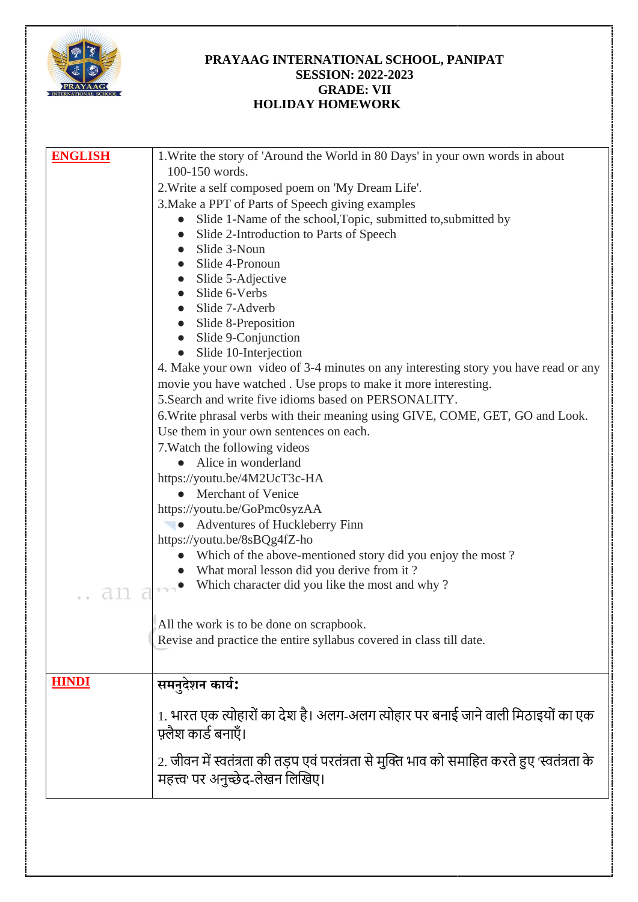# PRAYAAG INTERNATIONAL SCHOOL, PANIPAT

## SESSION: 2022-2023

## GRADE: VII

## HOLIDAY HOMEWORK

| Subject | Work |
|---|---|
| **ENGLISH** | 1.Write the story of 'Around the World in 80 Days' in your own words in about 100-150 words.<br>2.Write a self composed poem on 'My Dream Life'.<br>3.Make a PPT of Parts of Speech giving examples<br>● Slide 1-Name of the school,Topic, submitted to,submitted by<br>● Slide 2-Introduction to Parts of Speech<br>● Slide 3-Noun<br>● Slide 4-Pronoun<br>● Slide 5-Adjective<br>● Slide 6-Verbs<br>● Slide 7-Adverb<br>● Slide 8-Preposition<br>● Slide 9-Conjunction<br>● Slide 10-Interjection<br>4. Make your own video of 3-4 minutes on any interesting story you have read or any movie you have watched . Use props to make it more interesting.<br>5.Search and write five idioms based on PERSONALITY.<br>6.Write phrasal verbs with their meaning using GIVE, COME, GET, GO and Look. Use them in your own sentences on each.<br>7.Watch the following videos<br>● Alice in wonderland<br>https://youtu.be/4M2UcT3c-HA<br>● Merchant of Venice<br>https://youtu.be/GoPmc0syzAA<br>● Adventures of Huckleberry Finn<br>https://youtu.be/8sBQg4fZ-ho<br>● Which of the above-mentioned story did you enjoy the most ?<br>● What moral lesson did you derive from it ?<br>● Which character did you like the most and why ?<br><br>All the work is to be done on scrapbook.<br>Revise and practice the entire syllabus covered in class till date. |
| **HINDI** | **समनुदेशन कार्य:**<br><br>1. भारत एक त्योहारों का देश है। अलग-अलग त्योहार पर बनाई जाने वाली मिठाइयों का एक फ़्लैश कार्ड बनाएँ।<br><br>2. जीवन में स्वतंत्रता की तड़प एवं परतंत्रता से मुक्ति भाव को समाहित करते हुए 'स्वतंत्रता के महत्त्व' पर अनुच्छेद-लेखन लिखिए। |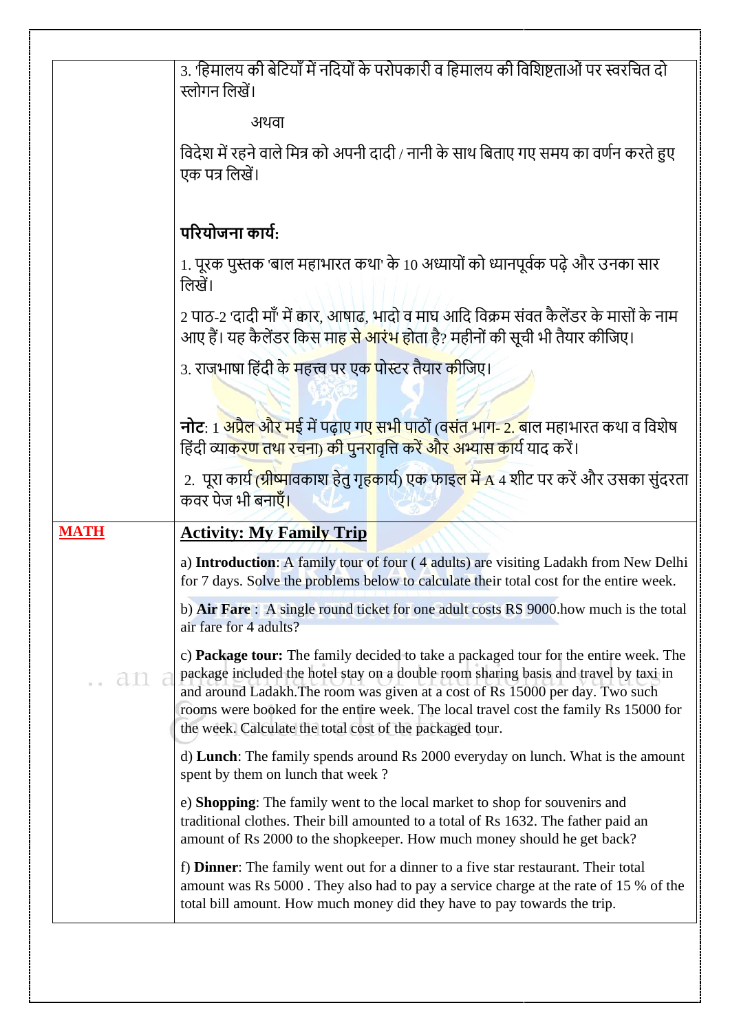| | |
|---|---|
| | 3. 'हिमालय की बेटियाँ में नदियों के परोपकारी व हिमालय की विशिष्टताओं पर स्वरचित दो स्लोगन लिखें।<br><br>अथवा<br><br>विदेश में रहने वाले मित्र को अपनी दादी / नानी के साथ बिताए गए समय का वर्णन करते हुए एक पत्र लिखें।<br><br>**परियोजना कार्य:**<br><br>1. पूरक पुस्तक 'बाल महाभारत कथा' के 10 अध्यायों को ध्यानपूर्वक पढ़े और उनका सार लिखें।<br><br>2 पाठ-2 'दादी माँ' में क्वार, आषाढ, भादो व माघ आदि विक्रम संवत कैलेंडर के मासों के नाम आए हैं। यह कैलेंडर किस माह से आरंभ होता है? महीनों की सूची भी तैयार कीजिए।<br><br>3. राजभाषा हिंदी के महत्त्व पर एक पोस्टर तैयार कीजिए।<br><br>**नोट**: 1 अप्रैल और मई में पढ़ाए गए सभी पाठों (वसंत भाग- 2. बाल महाभारत कथा व विशेष हिंदी व्याकरण तथा रचना) की पुनरावृत्ति करें और अभ्यास कार्य याद करें।<br><br>2. पूरा कार्य (ग्रीष्मावकाश हेतु गृहकार्य) एक फाइल में A 4 शीट पर करें और उसका सुंदरता कवर पेज भी बनाएँ। |
| **MATH** | **Activity: My Family Trip**<br><br>a) **Introduction**: A family tour of four ( 4 adults) are visiting Ladakh from New Delhi for 7 days. Solve the problems below to calculate their total cost for the entire week.<br><br>b) **Air Fare** : A single round ticket for one adult costs RS 9000.how much is the total air fare for 4 adults?<br><br>c) **Package tour:** The family decided to take a packaged tour for the entire week. The package included the hotel stay on a double room sharing basis and travel by taxi in and around Ladakh.The room was given at a cost of Rs 15000 per day. Two such rooms were booked for the entire week. The local travel cost the family Rs 15000 for the week. Calculate the total cost of the packaged tour.<br><br>d) **Lunch**: The family spends around Rs 2000 everyday on lunch. What is the amount spent by them on lunch that week ?<br><br>e) **Shopping**: The family went to the local market to shop for souvenirs and traditional clothes. Their bill amounted to a total of Rs 1632. The father paid an amount of Rs 2000 to the shopkeeper. How much money should he get back?<br><br>f) **Dinner**: The family went out for a dinner to a five star restaurant. Their total amount was Rs 5000 . They also had to pay a service charge at the rate of 15 % of the total bill amount. How much money did they have to pay towards the trip. |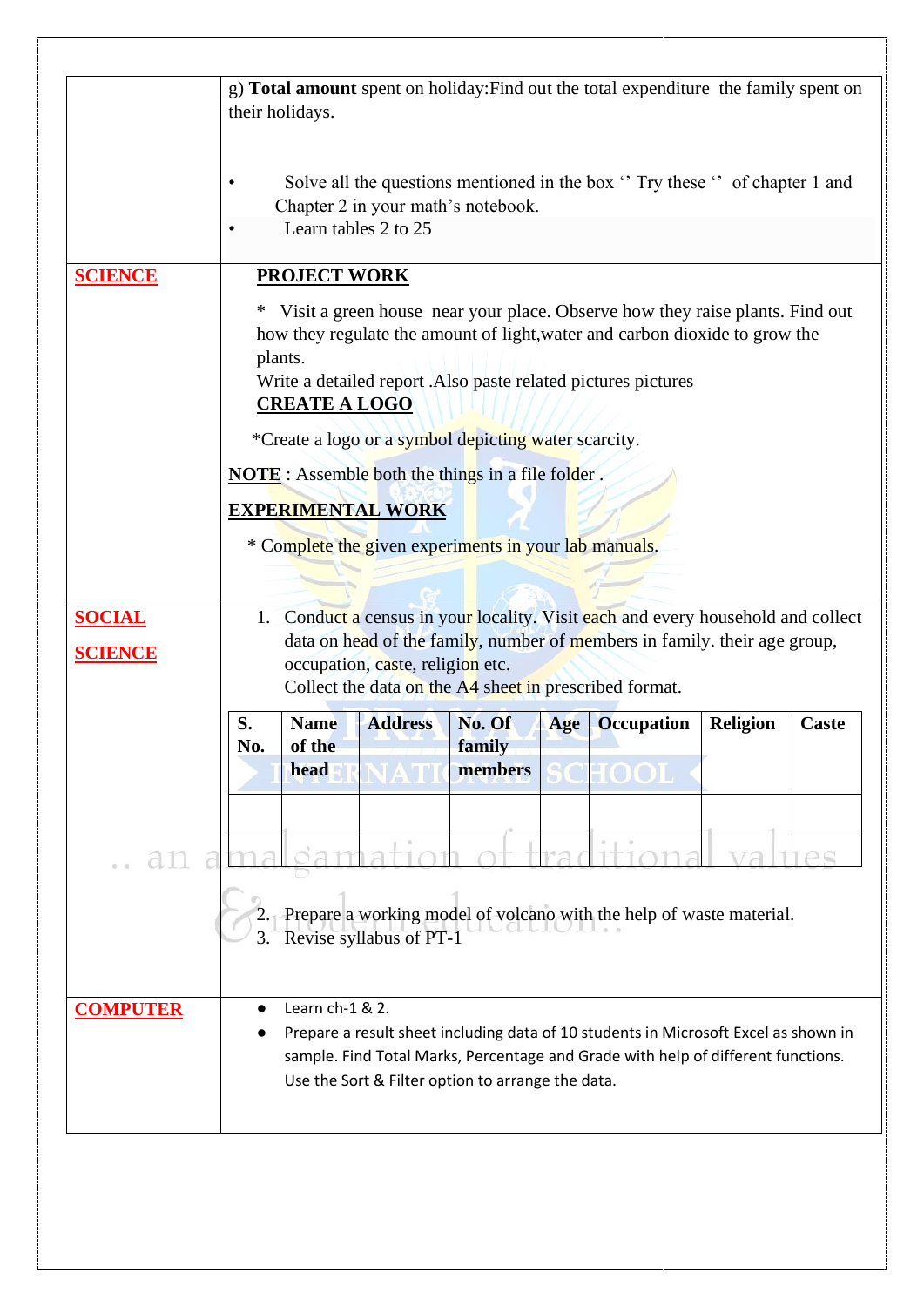| | |
|---|---|
| | g) **Total amount** spent on holiday:Find out the total expenditure the family spent on their holidays.<br><br>• Solve all the questions mentioned in the box '' Try these '' of chapter 1 and Chapter 2 in your math's notebook.<br>• Learn tables 2 to 25 |
| **SCIENCE** | **PROJECT WORK**<br><br>* Visit a green house near your place. Observe how they raise plants. Find out how they regulate the amount of light,water and carbon dioxide to grow the plants.<br>Write a detailed report .Also paste related pictures pictures<br>**CREATE A LOGO**<br><br>*Create a logo or a symbol depicting water scarcity.<br><br>**NOTE** : Assemble both the things in a file folder .<br><br>**EXPERIMENTAL WORK**<br><br>* Complete the given experiments in your lab manuals. |
| **SOCIAL SCIENCE** | 1. Conduct a census in your locality. Visit each and every household and collect data on head of the family, number of members in family. their age group, occupation, caste, religion etc.<br>Collect the data on the A4 sheet in prescribed format.<br><br>(See format table below)<br><br>2. Prepare a working model of volcano with the help of waste material.<br>3. Revise syllabus of PT-1 |
| **COMPUTER** | • Learn ch-1 & 2.<br>• Prepare a result sheet including data of 10 students in Microsoft Excel as shown in sample. Find Total Marks, Percentage and Grade with help of different functions. Use the Sort & Filter option to arrange the data. |

| S. No. | Name of the head | Address | No. Of family members | Age | Occupation | Religion | Caste |
|---|---|---|---|---|---|---|---|
| | | | | | | | |
| | | | | | | | |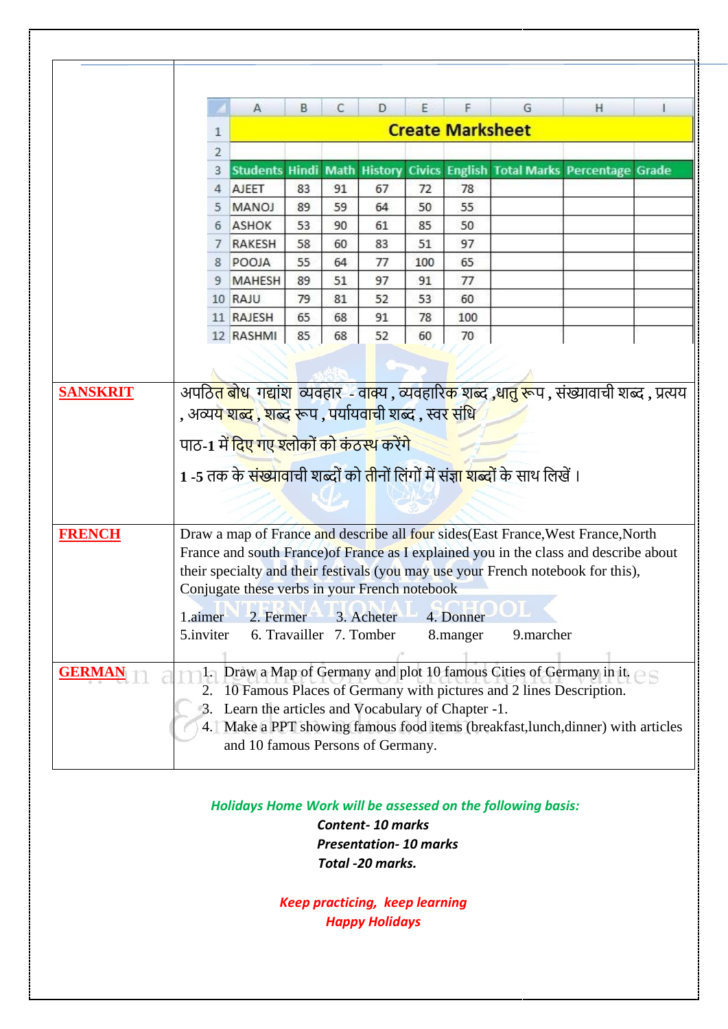| | A | B | C | D | E | F | G | H | I |
|---|---|---|---|---|---|---|---|---|---|
| 1 | Create Marksheet | | | | | | | | |
| 2 | | | | | | | | | |
| 3 | Students | Hindi | Math | History | Civics | English | Total Marks | Percentage | Grade |
| 4 | AJEET | 83 | 91 | 67 | 72 | 78 | | | |
| 5 | MANOJ | 89 | 59 | 64 | 50 | 55 | | | |
| 6 | ASHOK | 53 | 90 | 61 | 85 | 50 | | | |
| 7 | RAKESH | 58 | 60 | 83 | 51 | 97 | | | |
| 8 | POOJA | 55 | 64 | 77 | 100 | 65 | | | |
| 9 | MAHESH | 89 | 51 | 97 | 91 | 77 | | | |
| 10 | RAJU | 79 | 81 | 52 | 53 | 60 | | | |
| 11 | RAJESH | 65 | 68 | 91 | 78 | 100 | | | |
| 12 | RASHMI | 85 | 68 | 52 | 60 | 70 | | | |

| | |
|---|---|
| **SANSKRIT** | अपठित बोध गद्यांश व्यवहार - वाक्य , व्यवहारिक शब्द ,धातु रूप , संख्यावाची शब्द , प्रत्यय , अव्यय शब्द , शब्द रूप , पर्यायवाची शब्द , स्वर संधि<br><br>पाठ-1 में दिए गए श्लोकों को कंठस्थ करेंगे<br><br>1 -5 तक के संख्यावाची शब्दों को तीनों लिंगों में संज्ञा शब्दों के साथ लिखें । |
| **FRENCH** | Draw a map of France and describe all four sides(East France,West France,North France and south France)of France as I explained you in the class and describe about their specialty and their festivals (you may use your French notebook for this), Conjugate these verbs in your French notebook<br><br>1.aimer 2. Fermer 3. Acheter 4. Donner<br>5.inviter 6. Travailler 7. Tomber 8.manger 9.marcher |
| **GERMAN** | 1. Draw a Map of Germany and plot 10 famous Cities of Germany in it.<br>2. 10 Famous Places of Germany with pictures and 2 lines Description.<br>3. Learn the articles and Vocabulary of Chapter -1.<br>4. Make a PPT showing famous food items (breakfast,lunch,dinner) with articles and 10 famous Persons of Germany. |

*Holidays Home Work will be assessed on the following basis:*

***Content- 10 marks***

***Presentation- 10 marks***

***Total -20 marks.***

*Keep practicing, keep learning*

*Happy Holidays*